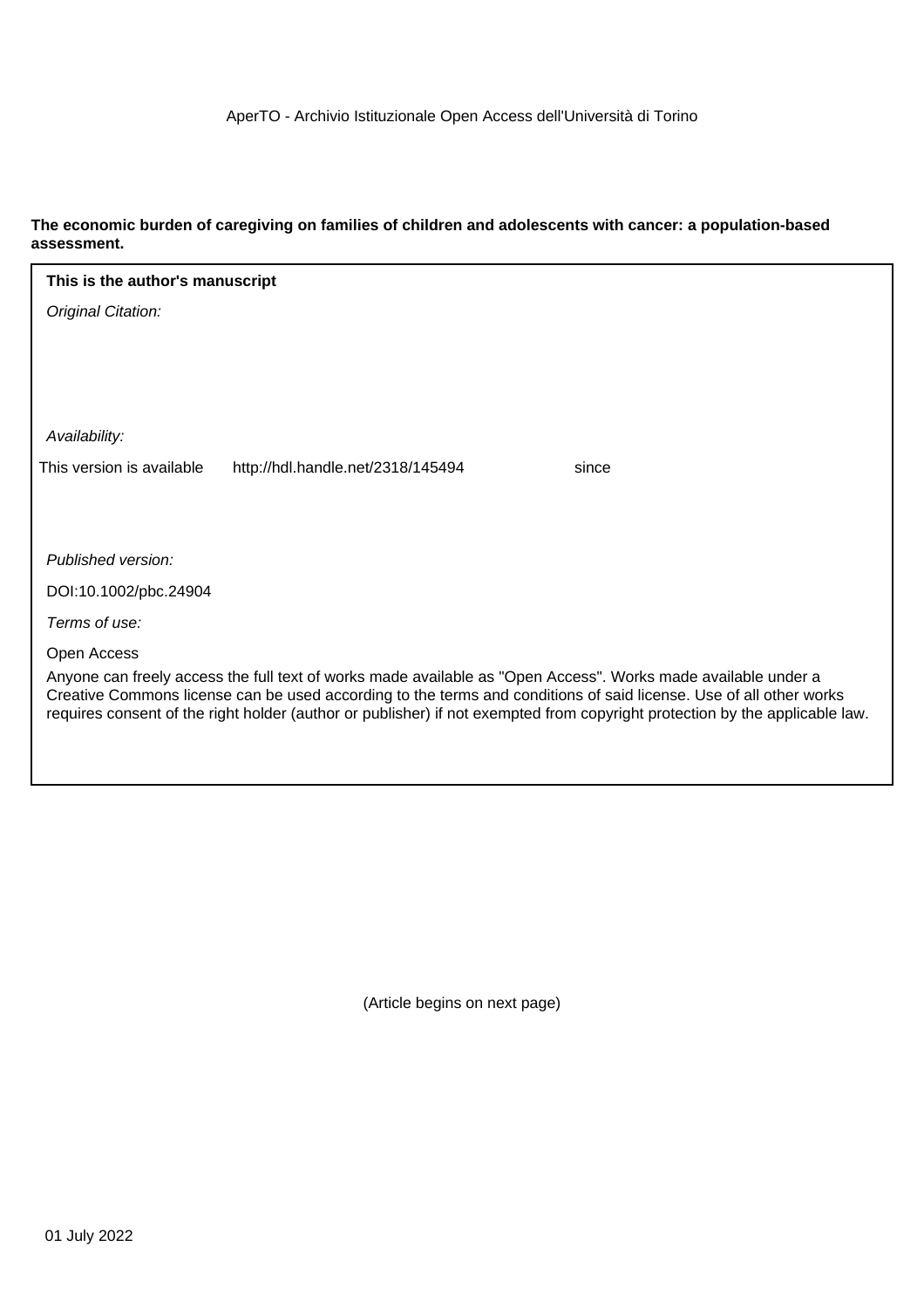AperTO - Archivio Istituzionale Open Access dell'Università di Torino

**The economic burden of caregiving on families of children and adolescents with cancer: a population-based assessment.**

**This is the author's manuscript**

*Original Citation:*

*Availability:*

This version is available http://hdl.handle.net/2318/145494 since

*Published version:*

DOI:10.1002/pbc.24904

*Terms of use:*

Open Access

Anyone can freely access the full text of works made available as "Open Access". Works made available under a Creative Commons license can be used according to the terms and conditions of said license. Use of all other works requires consent of the right holder (author or publisher) if not exempted from copyright protection by the applicable law.

(Article begins on next page)

01 July 2022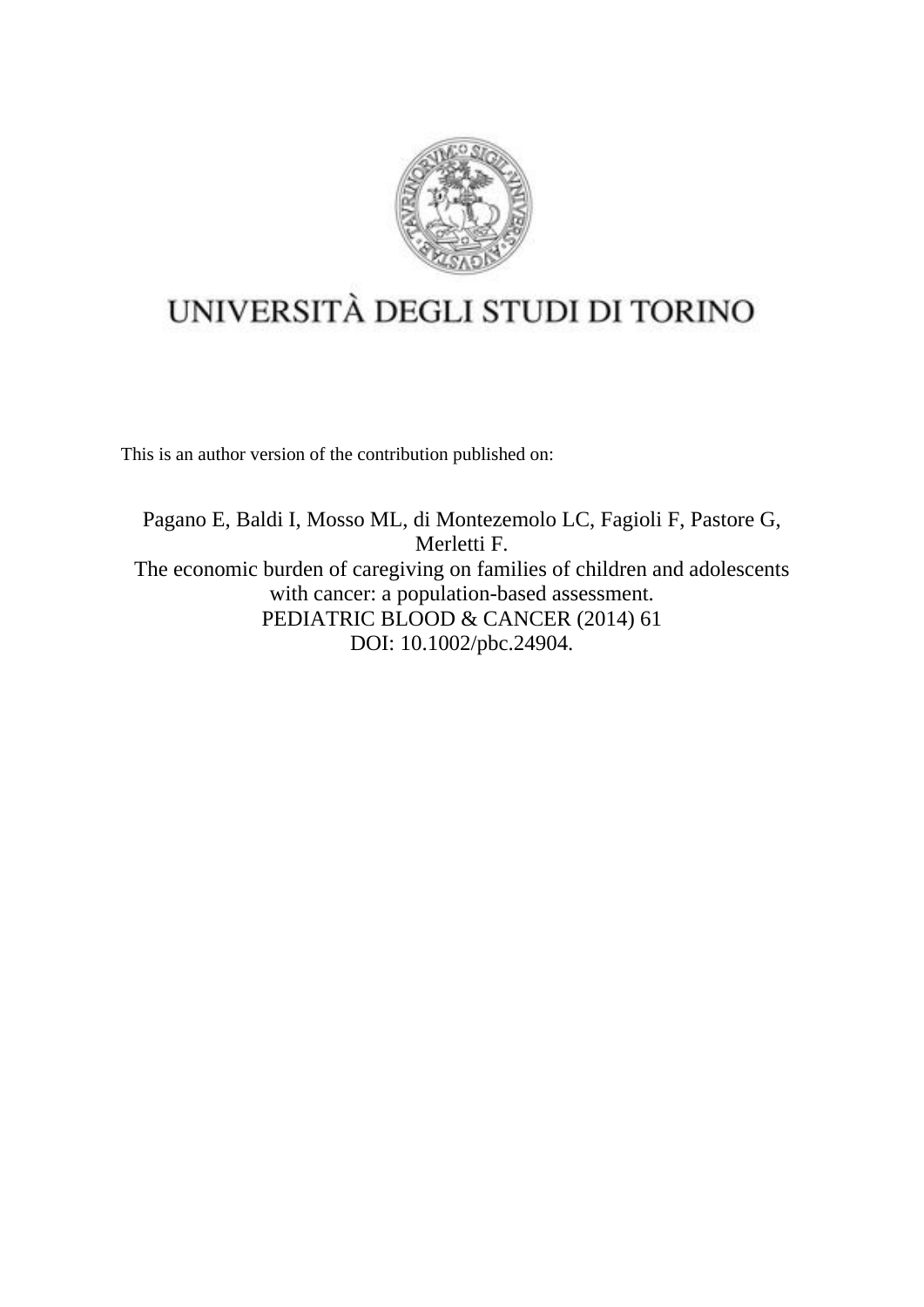UNIVERSITÀ DEGLI STUDI DI TORINO

This is an author version of the contribution published on:

Pagano E, Baldi I, Mosso ML, di Montezemolo LC, Fagioli F, Pastore G, Merletti F.
The economic burden of caregiving on families of children and adolescents with cancer: a population-based assessment.
PEDIATRIC BLOOD & CANCER (2014) 61
DOI: 10.1002/pbc.24904.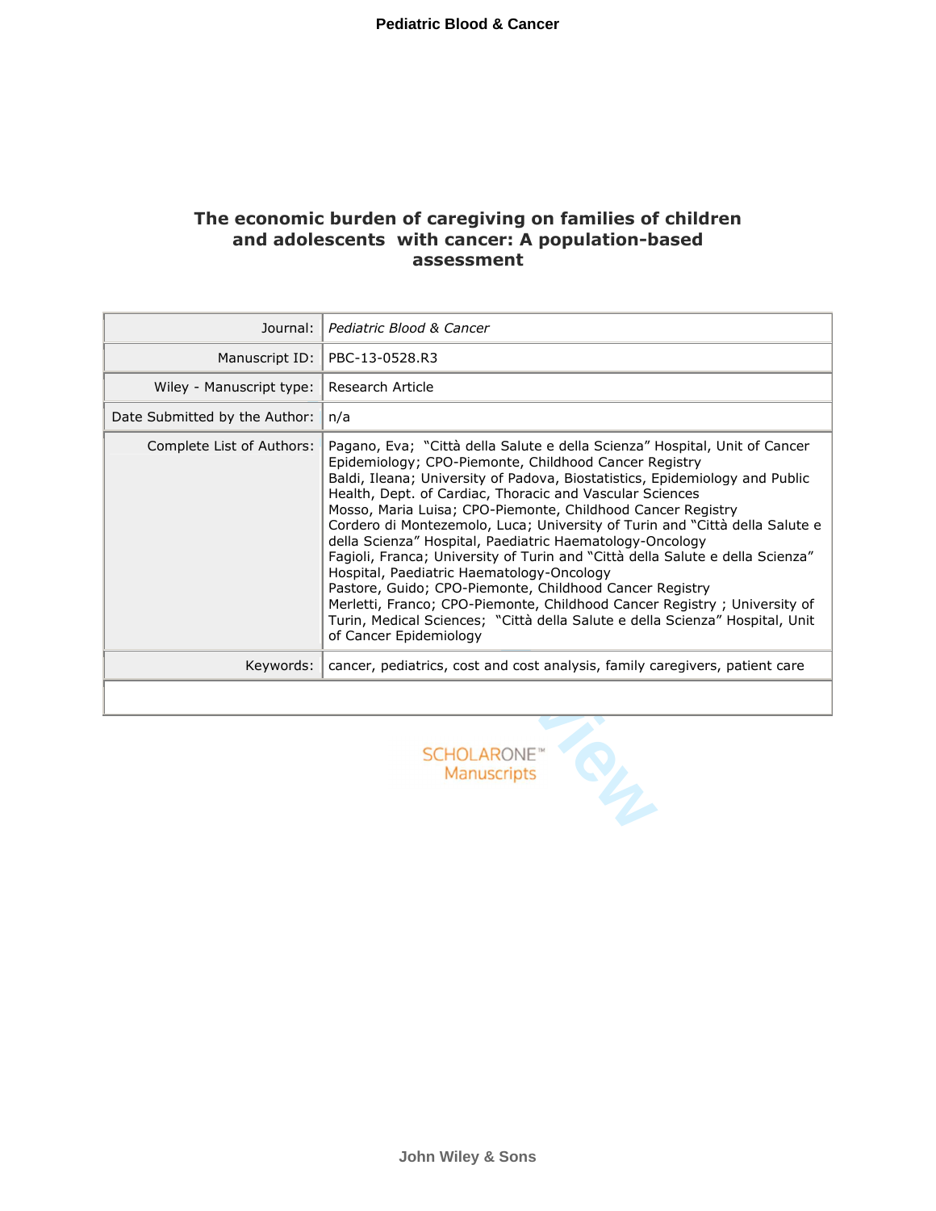# The economic burden of caregiving on families of children and adolescents with cancer: A population-based assessment

| | |
|---|---|
| Journal: | *Pediatric Blood & Cancer* |
| Manuscript ID: | PBC-13-0528.R3 |
| Wiley - Manuscript type: | Research Article |
| Date Submitted by the Author: | n/a |
| Complete List of Authors: | Pagano, Eva; "Città della Salute e della Scienza" Hospital, Unit of Cancer Epidemiology; CPO-Piemonte, Childhood Cancer Registry<br>Baldi, Ileana; University of Padova, Biostatistics, Epidemiology and Public Health, Dept. of Cardiac, Thoracic and Vascular Sciences<br>Mosso, Maria Luisa; CPO-Piemonte, Childhood Cancer Registry<br>Cordero di Montezemolo, Luca; University of Turin and "Città della Salute e della Scienza" Hospital, Paediatric Haematology-Oncology<br>Fagioli, Franca; University of Turin and "Città della Salute e della Scienza" Hospital, Paediatric Haematology-Oncology<br>Pastore, Guido; CPO-Piemonte, Childhood Cancer Registry<br>Merletti, Franco; CPO-Piemonte, Childhood Cancer Registry ; University of Turin, Medical Sciences; "Città della Salute e della Scienza" Hospital, Unit of Cancer Epidemiology |
| Keywords: | cancer, pediatrics, cost and cost analysis, family caregivers, patient care |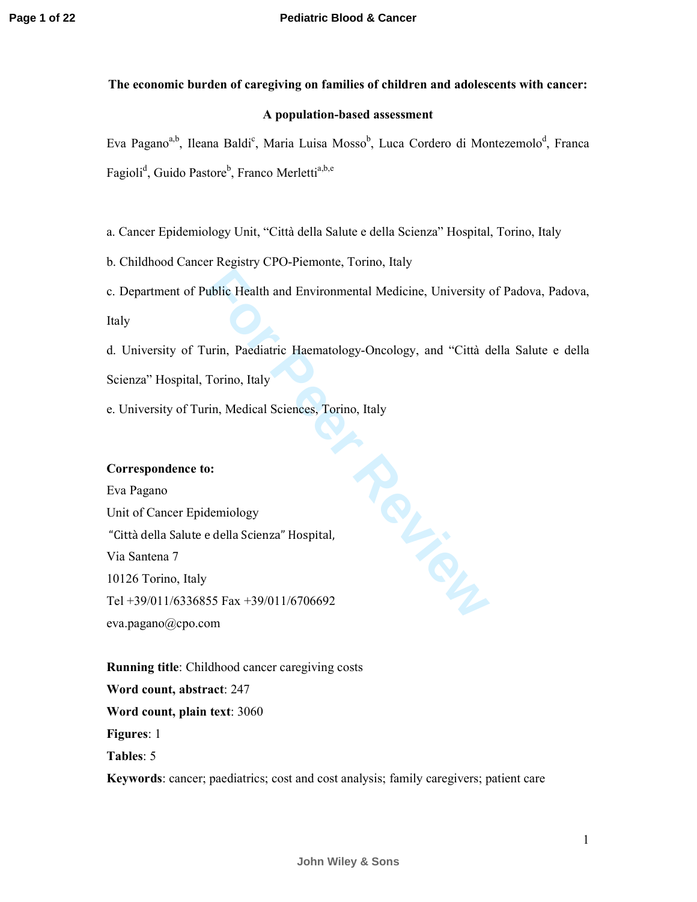**The economic burden of caregiving on families of children and adolescents with cancer: A population-based assessment**

Eva Pagano[a,b], Ileana Baldi[c], Maria Luisa Mosso[b], Luca Cordero di Montezemolo[d], Franca Fagioli[d], Guido Pastore[b], Franco Merletti[a,b,e]

a. Cancer Epidemiology Unit, "Città della Salute e della Scienza" Hospital, Torino, Italy

b. Childhood Cancer Registry CPO-Piemonte, Torino, Italy

c. Department of Public Health and Environmental Medicine, University of Padova, Padova, Italy

d. University of Turin, Paediatric Haematology-Oncology, and "Città della Salute e della Scienza" Hospital, Torino, Italy

e. University of Turin, Medical Sciences, Torino, Italy

**Correspondence to:**
Eva Pagano
Unit of Cancer Epidemiology
"Città della Salute e della Scienza" Hospital,
Via Santena 7
10126 Torino, Italy
Tel +39/011/6336855 Fax +39/011/6706692
eva.pagano@cpo.com

**Running title**: Childhood cancer caregiving costs
**Word count, abstract**: 247
**Word count, plain text**: 3060
**Figures**: 1
**Tables**: 5
**Keywords**: cancer; paediatrics; cost and cost analysis; family caregivers; patient care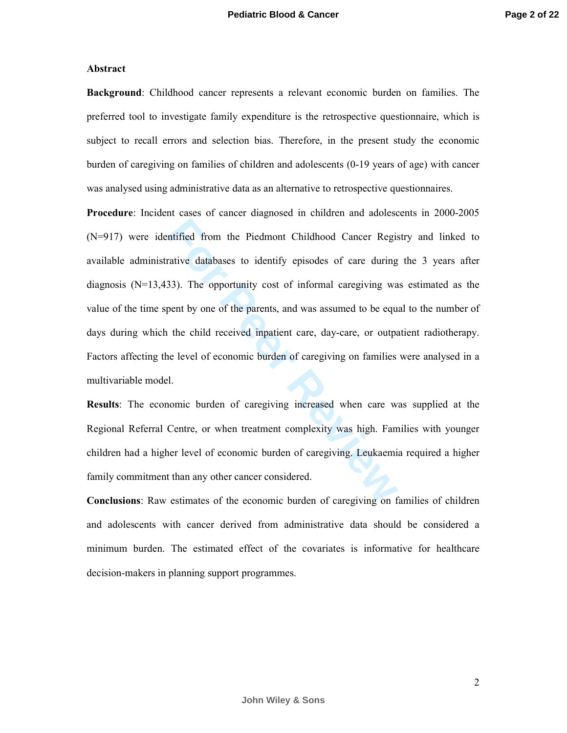## Abstract

**Background**: Childhood cancer represents a relevant economic burden on families. The preferred tool to investigate family expenditure is the retrospective questionnaire, which is subject to recall errors and selection bias. Therefore, in the present study the economic burden of caregiving on families of children and adolescents (0-19 years of age) with cancer was analysed using administrative data as an alternative to retrospective questionnaires.

**Procedure**: Incident cases of cancer diagnosed in children and adolescents in 2000-2005 (N=917) were identified from the Piedmont Childhood Cancer Registry and linked to available administrative databases to identify episodes of care during the 3 years after diagnosis (N=13,433). The opportunity cost of informal caregiving was estimated as the value of the time spent by one of the parents, and was assumed to be equal to the number of days during which the child received inpatient care, day-care, or outpatient radiotherapy. Factors affecting the level of economic burden of caregiving on families were analysed in a multivariable model.

**Results**: The economic burden of caregiving increased when care was supplied at the Regional Referral Centre, or when treatment complexity was high. Families with younger children had a higher level of economic burden of caregiving. Leukaemia required a higher family commitment than any other cancer considered.

**Conclusions**: Raw estimates of the economic burden of caregiving on families of children and adolescents with cancer derived from administrative data should be considered a minimum burden. The estimated effect of the covariates is informative for healthcare decision-makers in planning support programmes.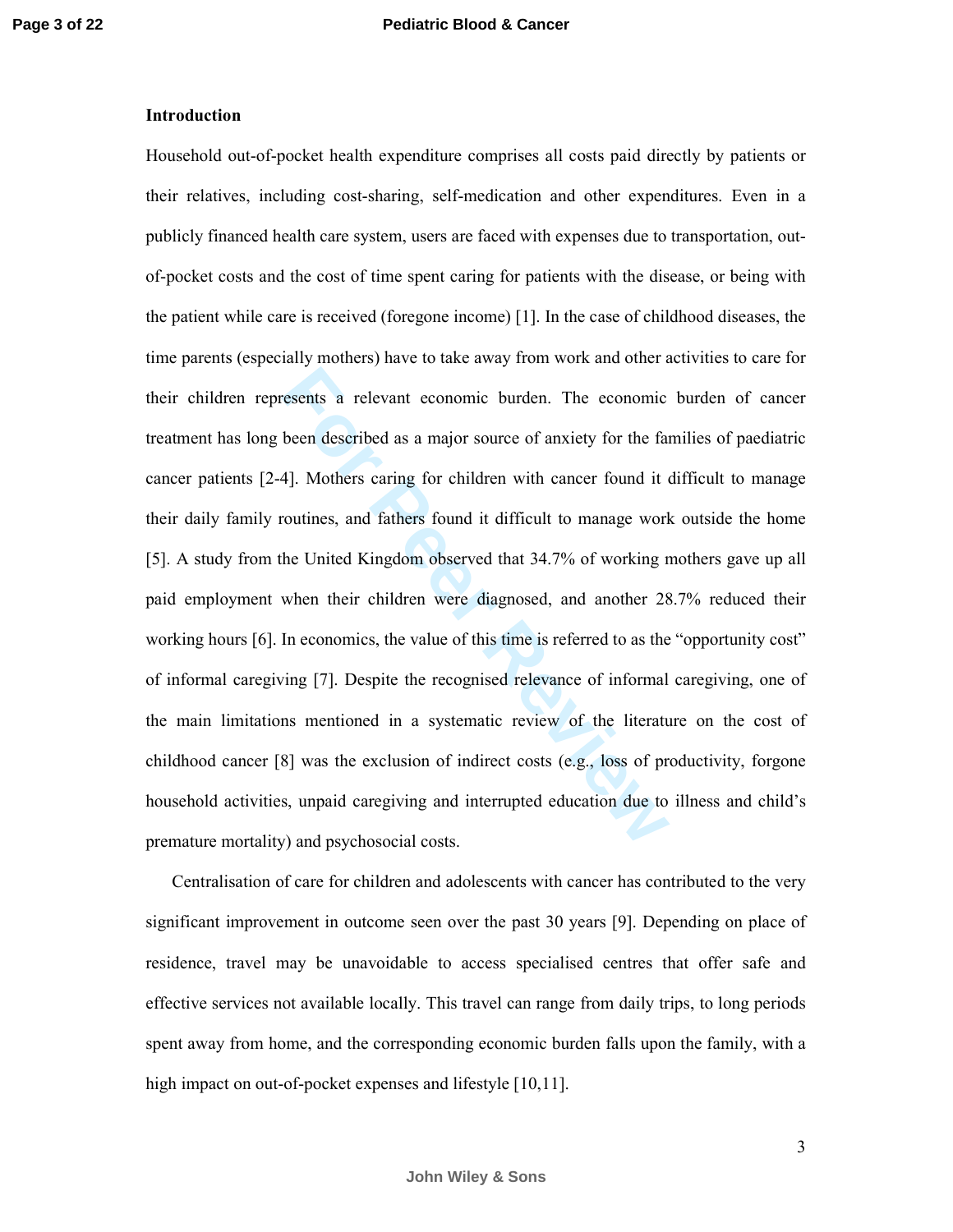## Introduction

Household out-of-pocket health expenditure comprises all costs paid directly by patients or their relatives, including cost-sharing, self-medication and other expenditures. Even in a publicly financed health care system, users are faced with expenses due to transportation, out-of-pocket costs and the cost of time spent caring for patients with the disease, or being with the patient while care is received (foregone income) [1]. In the case of childhood diseases, the time parents (especially mothers) have to take away from work and other activities to care for their children represents a relevant economic burden. The economic burden of cancer treatment has long been described as a major source of anxiety for the families of paediatric cancer patients [2-4]. Mothers caring for children with cancer found it difficult to manage their daily family routines, and fathers found it difficult to manage work outside the home [5]. A study from the United Kingdom observed that 34.7% of working mothers gave up all paid employment when their children were diagnosed, and another 28.7% reduced their working hours [6]. In economics, the value of this time is referred to as the "opportunity cost" of informal caregiving [7]. Despite the recognised relevance of informal caregiving, one of the main limitations mentioned in a systematic review of the literature on the cost of childhood cancer [8] was the exclusion of indirect costs (e.g., loss of productivity, forgone household activities, unpaid caregiving and interrupted education due to illness and child's premature mortality) and psychosocial costs.

Centralisation of care for children and adolescents with cancer has contributed to the very significant improvement in outcome seen over the past 30 years [9]. Depending on place of residence, travel may be unavoidable to access specialised centres that offer safe and effective services not available locally. This travel can range from daily trips, to long periods spent away from home, and the corresponding economic burden falls upon the family, with a high impact on out-of-pocket expenses and lifestyle [10,11].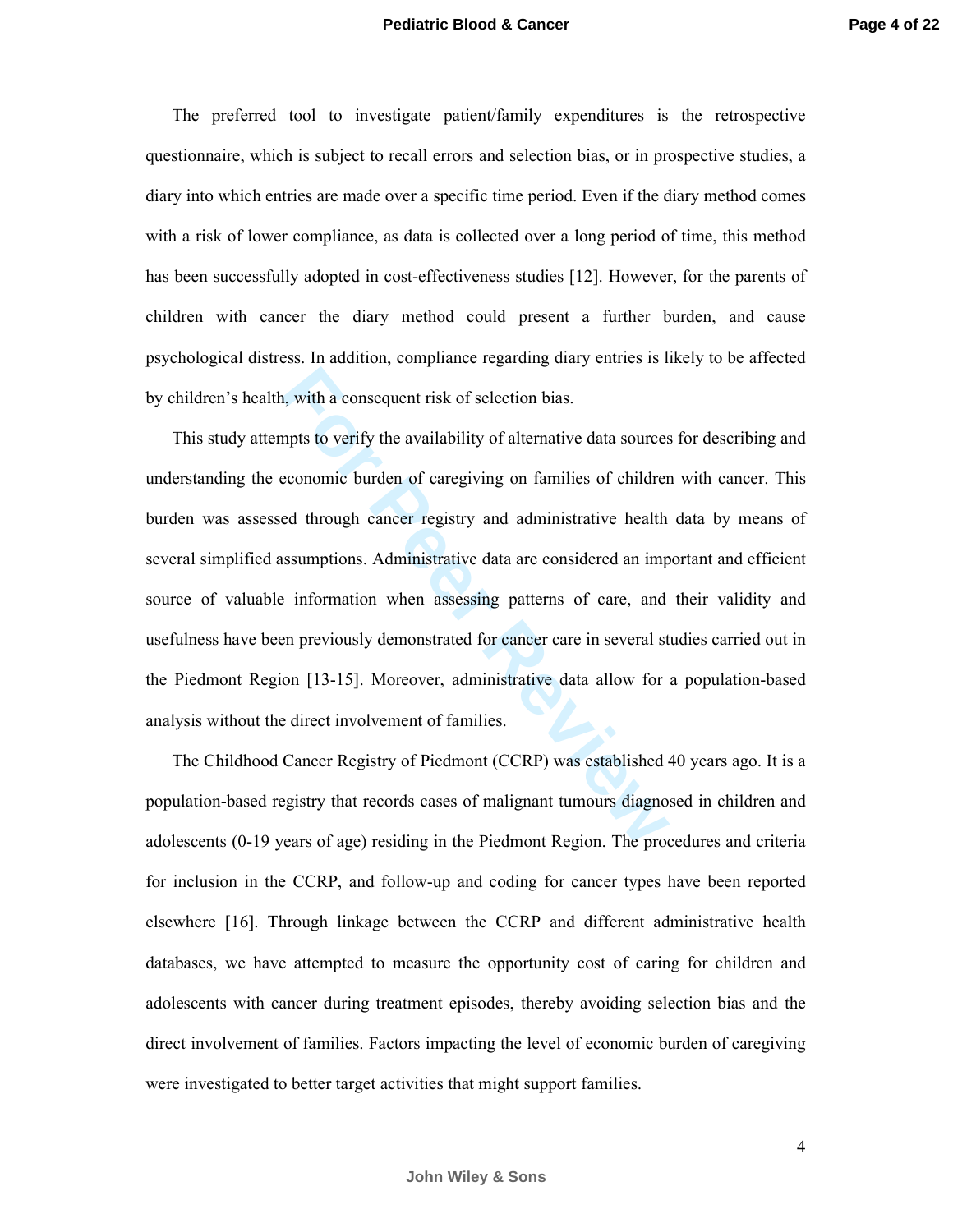The preferred tool to investigate patient/family expenditures is the retrospective questionnaire, which is subject to recall errors and selection bias, or in prospective studies, a diary into which entries are made over a specific time period. Even if the diary method comes with a risk of lower compliance, as data is collected over a long period of time, this method has been successfully adopted in cost-effectiveness studies [12]. However, for the parents of children with cancer the diary method could present a further burden, and cause psychological distress. In addition, compliance regarding diary entries is likely to be affected by children's health, with a consequent risk of selection bias.

This study attempts to verify the availability of alternative data sources for describing and understanding the economic burden of caregiving on families of children with cancer. This burden was assessed through cancer registry and administrative health data by means of several simplified assumptions. Administrative data are considered an important and efficient source of valuable information when assessing patterns of care, and their validity and usefulness have been previously demonstrated for cancer care in several studies carried out in the Piedmont Region [13-15]. Moreover, administrative data allow for a population-based analysis without the direct involvement of families.

The Childhood Cancer Registry of Piedmont (CCRP) was established 40 years ago. It is a population-based registry that records cases of malignant tumours diagnosed in children and adolescents (0-19 years of age) residing in the Piedmont Region. The procedures and criteria for inclusion in the CCRP, and follow-up and coding for cancer types have been reported elsewhere [16]. Through linkage between the CCRP and different administrative health databases, we have attempted to measure the opportunity cost of caring for children and adolescents with cancer during treatment episodes, thereby avoiding selection bias and the direct involvement of families. Factors impacting the level of economic burden of caregiving were investigated to better target activities that might support families.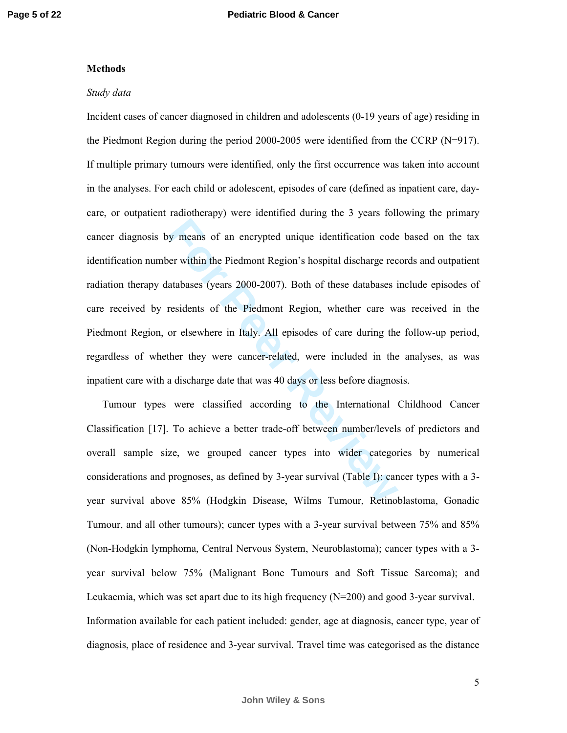## Methods

### *Study data*

Incident cases of cancer diagnosed in children and adolescents (0-19 years of age) residing in the Piedmont Region during the period 2000-2005 were identified from the CCRP (N=917). If multiple primary tumours were identified, only the first occurrence was taken into account in the analyses. For each child or adolescent, episodes of care (defined as inpatient care, day-care, or outpatient radiotherapy) were identified during the 3 years following the primary cancer diagnosis by means of an encrypted unique identification code based on the tax identification number within the Piedmont Region's hospital discharge records and outpatient radiation therapy databases (years 2000-2007). Both of these databases include episodes of care received by residents of the Piedmont Region, whether care was received in the Piedmont Region, or elsewhere in Italy. All episodes of care during the follow-up period, regardless of whether they were cancer-related, were included in the analyses, as was inpatient care with a discharge date that was 40 days or less before diagnosis.

Tumour types were classified according to the International Childhood Cancer Classification [17]. To achieve a better trade-off between number/levels of predictors and overall sample size, we grouped cancer types into wider categories by numerical considerations and prognoses, as defined by 3-year survival (Table I): cancer types with a 3-year survival above 85% (Hodgkin Disease, Wilms Tumour, Retinoblastoma, Gonadic Tumour, and all other tumours); cancer types with a 3-year survival between 75% and 85% (Non-Hodgkin lymphoma, Central Nervous System, Neuroblastoma); cancer types with a 3-year survival below 75% (Malignant Bone Tumours and Soft Tissue Sarcoma); and Leukaemia, which was set apart due to its high frequency (N=200) and good 3-year survival. Information available for each patient included: gender, age at diagnosis, cancer type, year of diagnosis, place of residence and 3-year survival. Travel time was categorised as the distance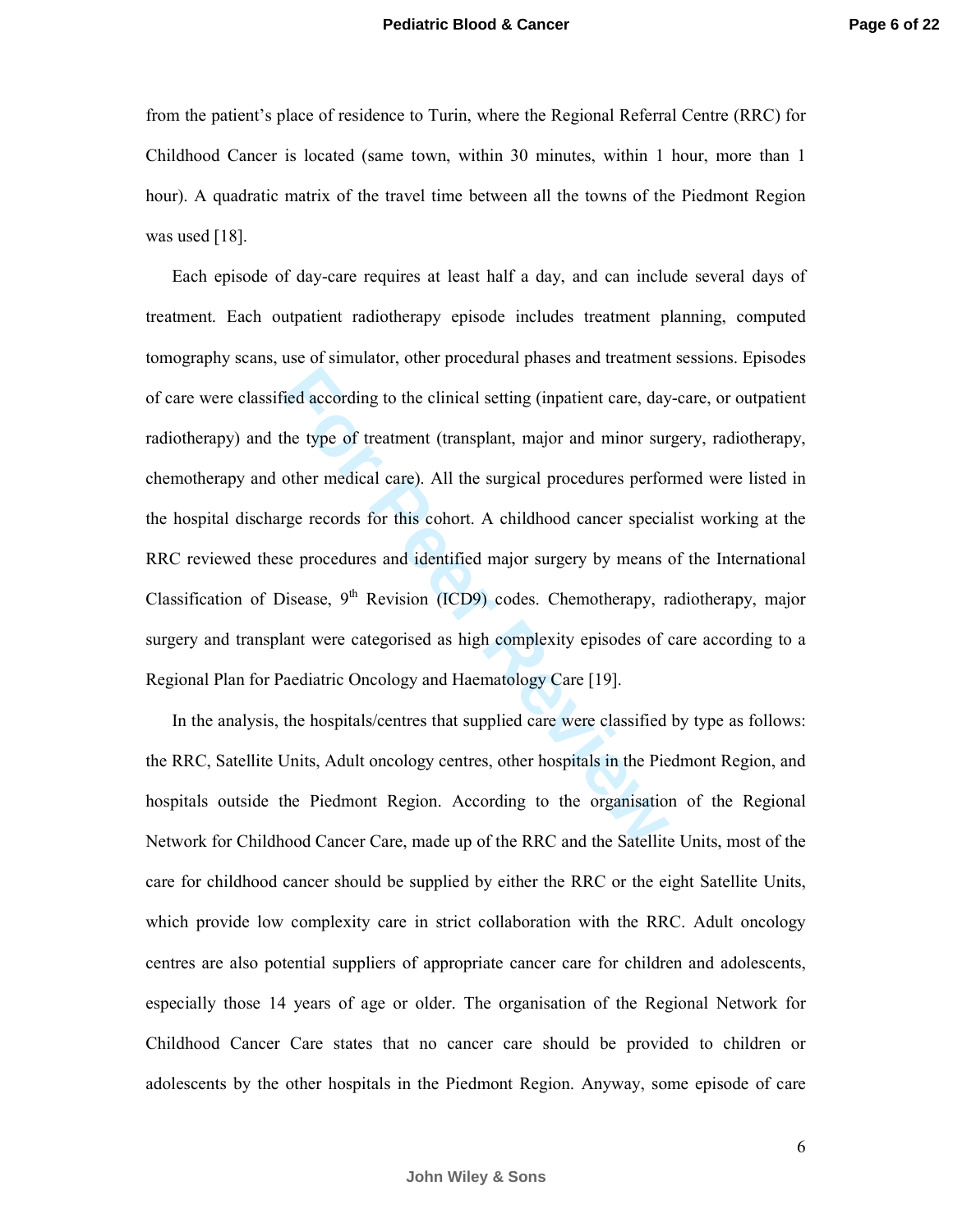from the patient's place of residence to Turin, where the Regional Referral Centre (RRC) for Childhood Cancer is located (same town, within 30 minutes, within 1 hour, more than 1 hour). A quadratic matrix of the travel time between all the towns of the Piedmont Region was used [18].

Each episode of day-care requires at least half a day, and can include several days of treatment. Each outpatient radiotherapy episode includes treatment planning, computed tomography scans, use of simulator, other procedural phases and treatment sessions. Episodes of care were classified according to the clinical setting (inpatient care, day-care, or outpatient radiotherapy) and the type of treatment (transplant, major and minor surgery, radiotherapy, chemotherapy and other medical care). All the surgical procedures performed were listed in the hospital discharge records for this cohort. A childhood cancer specialist working at the RRC reviewed these procedures and identified major surgery by means of the International Classification of Disease, 9th Revision (ICD9) codes. Chemotherapy, radiotherapy, major surgery and transplant were categorised as high complexity episodes of care according to a Regional Plan for Paediatric Oncology and Haematology Care [19].

In the analysis, the hospitals/centres that supplied care were classified by type as follows: the RRC, Satellite Units, Adult oncology centres, other hospitals in the Piedmont Region, and hospitals outside the Piedmont Region. According to the organisation of the Regional Network for Childhood Cancer Care, made up of the RRC and the Satellite Units, most of the care for childhood cancer should be supplied by either the RRC or the eight Satellite Units, which provide low complexity care in strict collaboration with the RRC. Adult oncology centres are also potential suppliers of appropriate cancer care for children and adolescents, especially those 14 years of age or older. The organisation of the Regional Network for Childhood Cancer Care states that no cancer care should be provided to children or adolescents by the other hospitals in the Piedmont Region. Anyway, some episode of care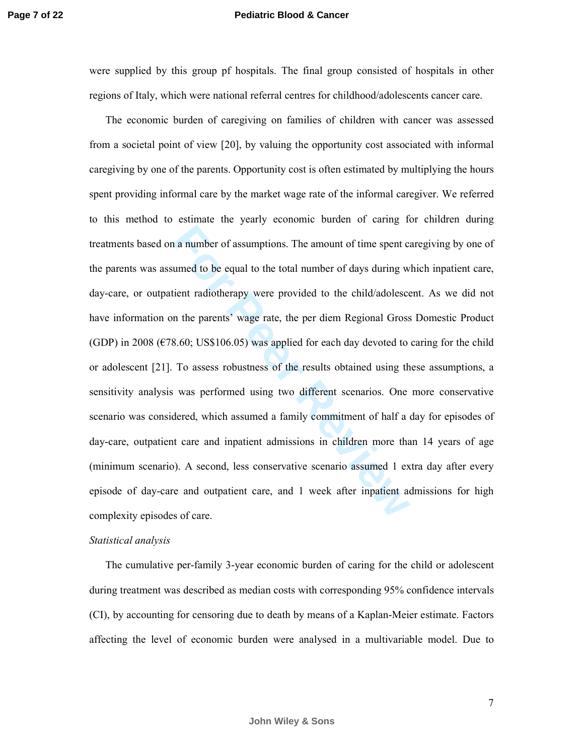were supplied by this group pf hospitals. The final group consisted of hospitals in other regions of Italy, which were national referral centres for childhood/adolescents cancer care.

The economic burden of caregiving on families of children with cancer was assessed from a societal point of view [20], by valuing the opportunity cost associated with informal caregiving by one of the parents. Opportunity cost is often estimated by multiplying the hours spent providing informal care by the market wage rate of the informal caregiver. We referred to this method to estimate the yearly economic burden of caring for children during treatments based on a number of assumptions. The amount of time spent caregiving by one of the parents was assumed to be equal to the total number of days during which inpatient care, day-care, or outpatient radiotherapy were provided to the child/adolescent. As we did not have information on the parents' wage rate, the per diem Regional Gross Domestic Product (GDP) in 2008 (€78.60; US$106.05) was applied for each day devoted to caring for the child or adolescent [21]. To assess robustness of the results obtained using these assumptions, a sensitivity analysis was performed using two different scenarios. One more conservative scenario was considered, which assumed a family commitment of half a day for episodes of day-care, outpatient care and inpatient admissions in children more than 14 years of age (minimum scenario). A second, less conservative scenario assumed 1 extra day after every episode of day-care and outpatient care, and 1 week after inpatient admissions for high complexity episodes of care.

*Statistical analysis*

The cumulative per-family 3-year economic burden of caring for the child or adolescent during treatment was described as median costs with corresponding 95% confidence intervals (CI), by accounting for censoring due to death by means of a Kaplan-Meier estimate. Factors affecting the level of economic burden were analysed in a multivariable model. Due to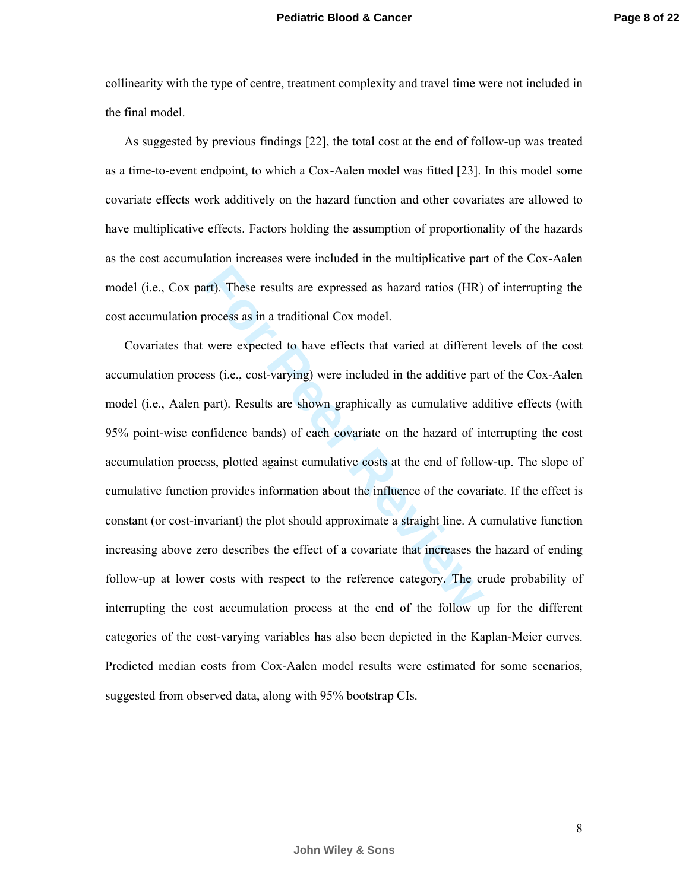collinearity with the type of centre, treatment complexity and travel time were not included in the final model.

As suggested by previous findings [22], the total cost at the end of follow-up was treated as a time-to-event endpoint, to which a Cox-Aalen model was fitted [23]. In this model some covariate effects work additively on the hazard function and other covariates are allowed to have multiplicative effects. Factors holding the assumption of proportionality of the hazards as the cost accumulation increases were included in the multiplicative part of the Cox-Aalen model (i.e., Cox part). These results are expressed as hazard ratios (HR) of interrupting the cost accumulation process as in a traditional Cox model.

Covariates that were expected to have effects that varied at different levels of the cost accumulation process (i.e., cost-varying) were included in the additive part of the Cox-Aalen model (i.e., Aalen part). Results are shown graphically as cumulative additive effects (with 95% point-wise confidence bands) of each covariate on the hazard of interrupting the cost accumulation process, plotted against cumulative costs at the end of follow-up. The slope of cumulative function provides information about the influence of the covariate. If the effect is constant (or cost-invariant) the plot should approximate a straight line. A cumulative function increasing above zero describes the effect of a covariate that increases the hazard of ending follow-up at lower costs with respect to the reference category. The crude probability of interrupting the cost accumulation process at the end of the follow up for the different categories of the cost-varying variables has also been depicted in the Kaplan-Meier curves. Predicted median costs from Cox-Aalen model results were estimated for some scenarios, suggested from observed data, along with 95% bootstrap CIs.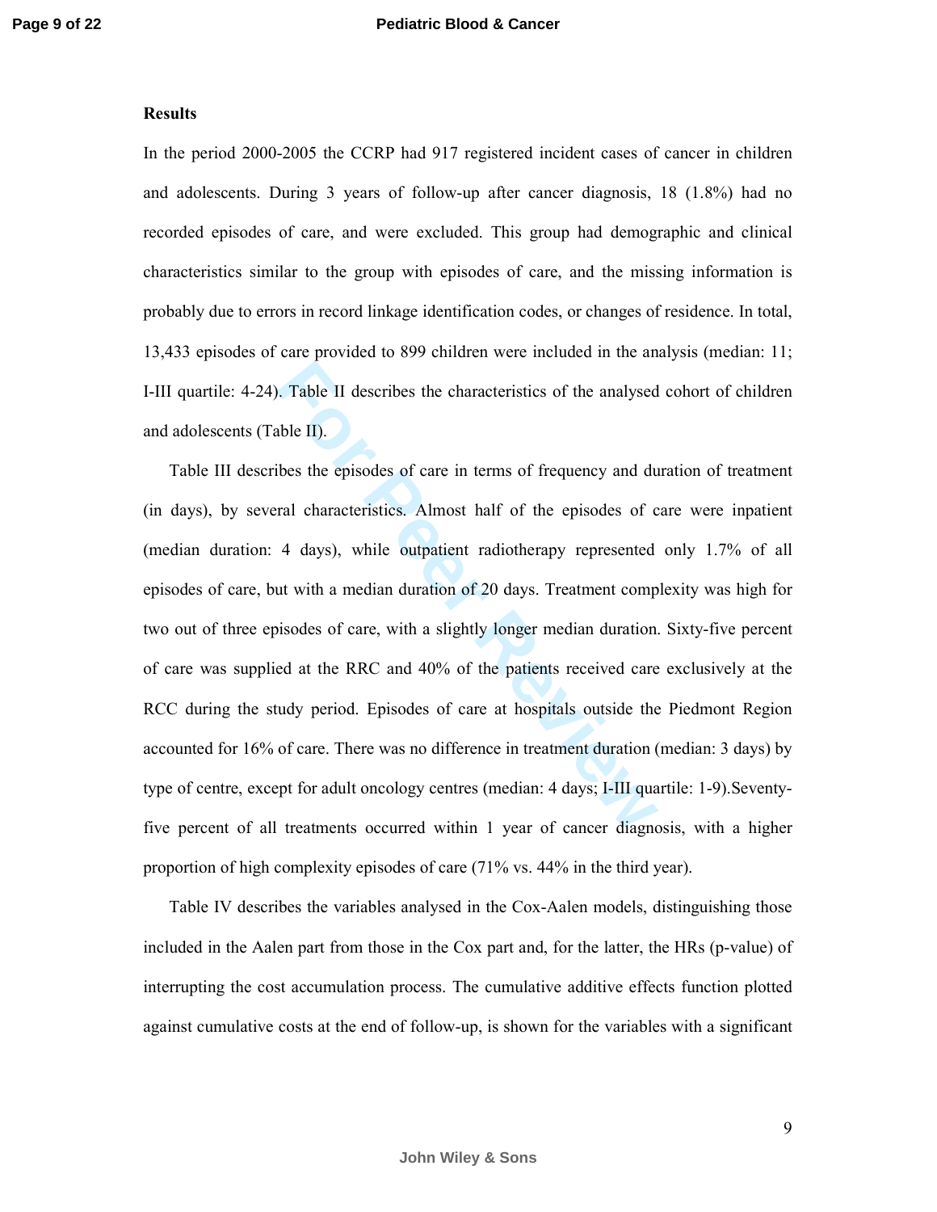**Results**

In the period 2000-2005 the CCRP had 917 registered incident cases of cancer in children and adolescents. During 3 years of follow-up after cancer diagnosis, 18 (1.8%) had no recorded episodes of care, and were excluded. This group had demographic and clinical characteristics similar to the group with episodes of care, and the missing information is probably due to errors in record linkage identification codes, or changes of residence. In total, 13,433 episodes of care provided to 899 children were included in the analysis (median: 11; I-III quartile: 4-24). Table II describes the characteristics of the analysed cohort of children and adolescents (Table II).

Table III describes the episodes of care in terms of frequency and duration of treatment (in days), by several characteristics. Almost half of the episodes of care were inpatient (median duration: 4 days), while outpatient radiotherapy represented only 1.7% of all episodes of care, but with a median duration of 20 days. Treatment complexity was high for two out of three episodes of care, with a slightly longer median duration. Sixty-five percent of care was supplied at the RRC and 40% of the patients received care exclusively at the RCC during the study period. Episodes of care at hospitals outside the Piedmont Region accounted for 16% of care. There was no difference in treatment duration (median: 3 days) by type of centre, except for adult oncology centres (median: 4 days; I-III quartile: 1-9).Seventy-five percent of all treatments occurred within 1 year of cancer diagnosis, with a higher proportion of high complexity episodes of care (71% vs. 44% in the third year).

Table IV describes the variables analysed in the Cox-Aalen models, distinguishing those included in the Aalen part from those in the Cox part and, for the latter, the HRs (p-value) of interrupting the cost accumulation process. The cumulative additive effects function plotted against cumulative costs at the end of follow-up, is shown for the variables with a significant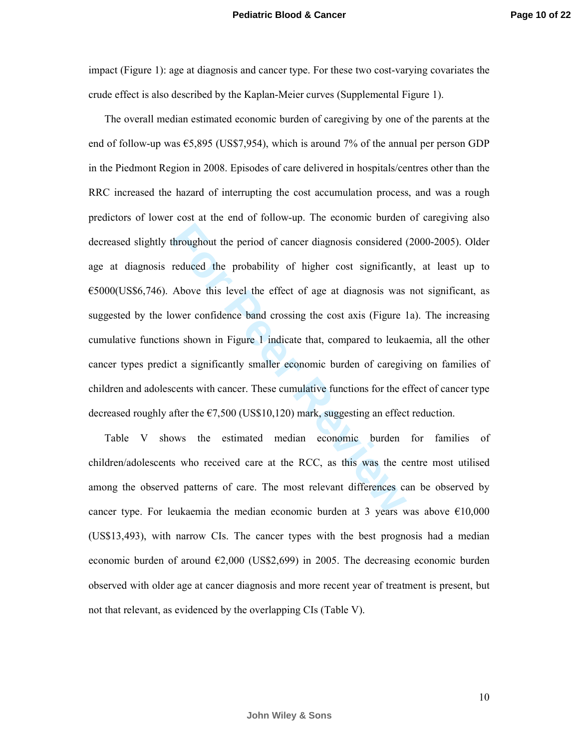impact (Figure 1): age at diagnosis and cancer type. For these two cost-varying covariates the crude effect is also described by the Kaplan-Meier curves (Supplemental Figure 1).

The overall median estimated economic burden of caregiving by one of the parents at the end of follow-up was €5,895 (US$7,954), which is around 7% of the annual per person GDP in the Piedmont Region in 2008. Episodes of care delivered in hospitals/centres other than the RRC increased the hazard of interrupting the cost accumulation process, and was a rough predictors of lower cost at the end of follow-up. The economic burden of caregiving also decreased slightly throughout the period of cancer diagnosis considered (2000-2005). Older age at diagnosis reduced the probability of higher cost significantly, at least up to €5000(US$6,746). Above this level the effect of age at diagnosis was not significant, as suggested by the lower confidence band crossing the cost axis (Figure 1a). The increasing cumulative functions shown in Figure 1 indicate that, compared to leukaemia, all the other cancer types predict a significantly smaller economic burden of caregiving on families of children and adolescents with cancer. These cumulative functions for the effect of cancer type decreased roughly after the €7,500 (US$10,120) mark, suggesting an effect reduction.

Table V shows the estimated median economic burden for families of children/adolescents who received care at the RCC, as this was the centre most utilised among the observed patterns of care. The most relevant differences can be observed by cancer type. For leukaemia the median economic burden at 3 years was above €10,000 (US$13,493), with narrow CIs. The cancer types with the best prognosis had a median economic burden of around €2,000 (US$2,699) in 2005. The decreasing economic burden observed with older age at cancer diagnosis and more recent year of treatment is present, but not that relevant, as evidenced by the overlapping CIs (Table V).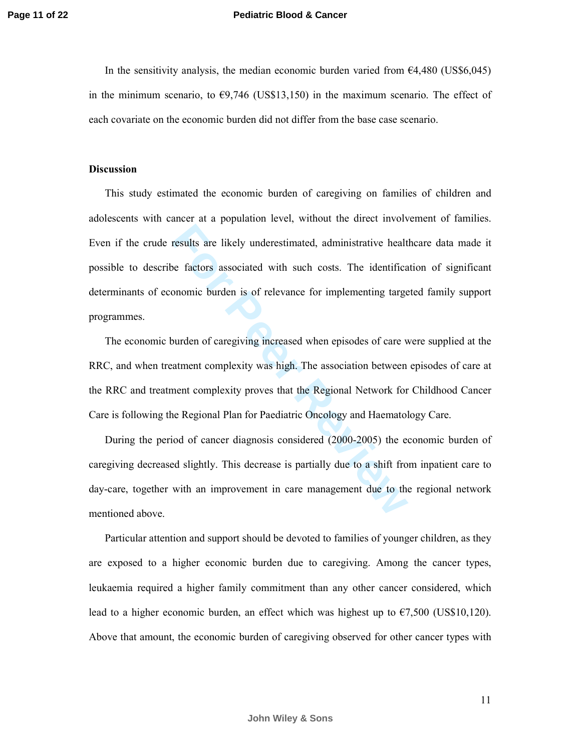In the sensitivity analysis, the median economic burden varied from €4,480 (US$6,045) in the minimum scenario, to €9,746 (US$13,150) in the maximum scenario. The effect of each covariate on the economic burden did not differ from the base case scenario.

## Discussion

This study estimated the economic burden of caregiving on families of children and adolescents with cancer at a population level, without the direct involvement of families. Even if the crude results are likely underestimated, administrative healthcare data made it possible to describe factors associated with such costs. The identification of significant determinants of economic burden is of relevance for implementing targeted family support programmes.

The economic burden of caregiving increased when episodes of care were supplied at the RRC, and when treatment complexity was high. The association between episodes of care at the RRC and treatment complexity proves that the Regional Network for Childhood Cancer Care is following the Regional Plan for Paediatric Oncology and Haematology Care.

During the period of cancer diagnosis considered (2000-2005) the economic burden of caregiving decreased slightly. This decrease is partially due to a shift from inpatient care to day-care, together with an improvement in care management due to the regional network mentioned above.

Particular attention and support should be devoted to families of younger children, as they are exposed to a higher economic burden due to caregiving. Among the cancer types, leukaemia required a higher family commitment than any other cancer considered, which lead to a higher economic burden, an effect which was highest up to €7,500 (US$10,120). Above that amount, the economic burden of caregiving observed for other cancer types with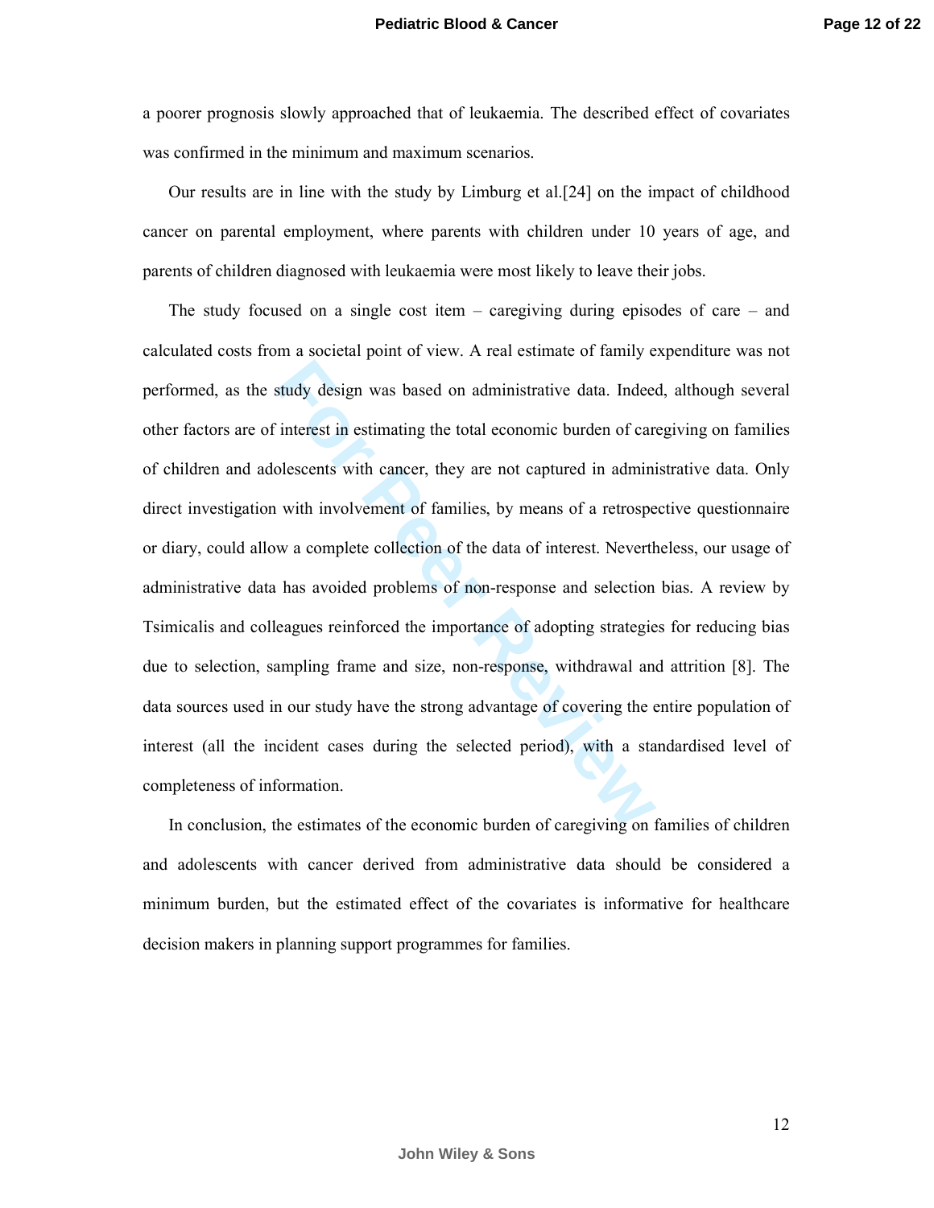a poorer prognosis slowly approached that of leukaemia. The described effect of covariates was confirmed in the minimum and maximum scenarios.

Our results are in line with the study by Limburg et al.[24] on the impact of childhood cancer on parental employment, where parents with children under 10 years of age, and parents of children diagnosed with leukaemia were most likely to leave their jobs.

The study focused on a single cost item – caregiving during episodes of care – and calculated costs from a societal point of view. A real estimate of family expenditure was not performed, as the study design was based on administrative data. Indeed, although several other factors are of interest in estimating the total economic burden of caregiving on families of children and adolescents with cancer, they are not captured in administrative data. Only direct investigation with involvement of families, by means of a retrospective questionnaire or diary, could allow a complete collection of the data of interest. Nevertheless, our usage of administrative data has avoided problems of non-response and selection bias. A review by Tsimicalis and colleagues reinforced the importance of adopting strategies for reducing bias due to selection, sampling frame and size, non-response, withdrawal and attrition [8]. The data sources used in our study have the strong advantage of covering the entire population of interest (all the incident cases during the selected period), with a standardised level of completeness of information.

In conclusion, the estimates of the economic burden of caregiving on families of children and adolescents with cancer derived from administrative data should be considered a minimum burden, but the estimated effect of the covariates is informative for healthcare decision makers in planning support programmes for families.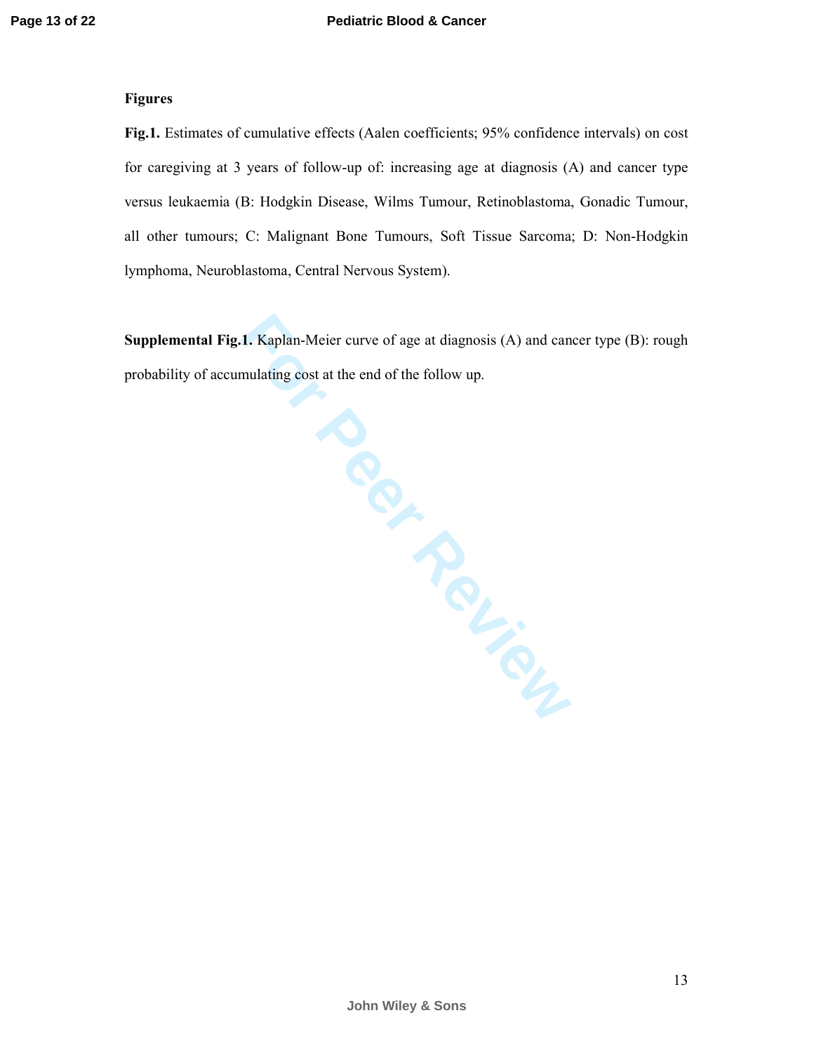**Figures**

**Fig.1.** Estimates of cumulative effects (Aalen coefficients; 95% confidence intervals) on cost for caregiving at 3 years of follow-up of: increasing age at diagnosis (A) and cancer type versus leukaemia (B: Hodgkin Disease, Wilms Tumour, Retinoblastoma, Gonadic Tumour, all other tumours; C: Malignant Bone Tumours, Soft Tissue Sarcoma; D: Non-Hodgkin lymphoma, Neuroblastoma, Central Nervous System).

**Supplemental Fig.1.** Kaplan-Meier curve of age at diagnosis (A) and cancer type (B): rough probability of accumulating cost at the end of the follow up.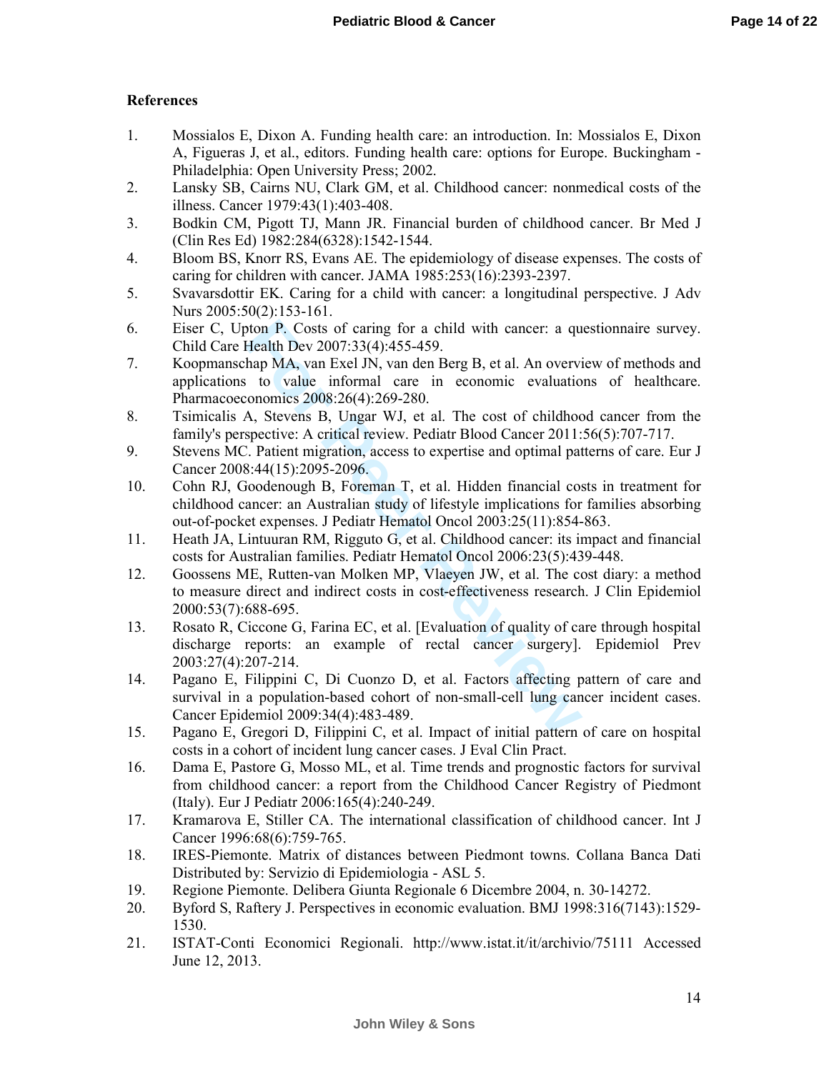## References

1. Mossialos E, Dixon A. Funding health care: an introduction. In: Mossialos E, Dixon A, Figueras J, et al., editors. Funding health care: options for Europe. Buckingham - Philadelphia: Open University Press; 2002.
2. Lansky SB, Cairns NU, Clark GM, et al. Childhood cancer: nonmedical costs of the illness. Cancer 1979:43(1):403-408.
3. Bodkin CM, Pigott TJ, Mann JR. Financial burden of childhood cancer. Br Med J (Clin Res Ed) 1982:284(6328):1542-1544.
4. Bloom BS, Knorr RS, Evans AE. The epidemiology of disease expenses. The costs of caring for children with cancer. JAMA 1985:253(16):2393-2397.
5. Svavarsdottir EK. Caring for a child with cancer: a longitudinal perspective. J Adv Nurs 2005:50(2):153-161.
6. Eiser C, Upton P. Costs of caring for a child with cancer: a questionnaire survey. Child Care Health Dev 2007:33(4):455-459.
7. Koopmanschap MA, van Exel JN, van den Berg B, et al. An overview of methods and applications to value informal care in economic evaluations of healthcare. Pharmacoeconomics 2008:26(4):269-280.
8. Tsimicalis A, Stevens B, Ungar WJ, et al. The cost of childhood cancer from the family's perspective: A critical review. Pediatr Blood Cancer 2011:56(5):707-717.
9. Stevens MC. Patient migration, access to expertise and optimal patterns of care. Eur J Cancer 2008:44(15):2095-2096.
10. Cohn RJ, Goodenough B, Foreman T, et al. Hidden financial costs in treatment for childhood cancer: an Australian study of lifestyle implications for families absorbing out-of-pocket expenses. J Pediatr Hematol Oncol 2003:25(11):854-863.
11. Heath JA, Lintuuran RM, Rigguto G, et al. Childhood cancer: its impact and financial costs for Australian families. Pediatr Hematol Oncol 2006:23(5):439-448.
12. Goossens ME, Rutten-van Molken MP, Vlaeyen JW, et al. The cost diary: a method to measure direct and indirect costs in cost-effectiveness research. J Clin Epidemiol 2000:53(7):688-695.
13. Rosato R, Ciccone G, Farina EC, et al. [Evaluation of quality of care through hospital discharge reports: an example of rectal cancer surgery]. Epidemiol Prev 2003:27(4):207-214.
14. Pagano E, Filippini C, Di Cuonzo D, et al. Factors affecting pattern of care and survival in a population-based cohort of non-small-cell lung cancer incident cases. Cancer Epidemiol 2009:34(4):483-489.
15. Pagano E, Gregori D, Filippini C, et al. Impact of initial pattern of care on hospital costs in a cohort of incident lung cancer cases. J Eval Clin Pract.
16. Dama E, Pastore G, Mosso ML, et al. Time trends and prognostic factors for survival from childhood cancer: a report from the Childhood Cancer Registry of Piedmont (Italy). Eur J Pediatr 2006:165(4):240-249.
17. Kramarova E, Stiller CA. The international classification of childhood cancer. Int J Cancer 1996:68(6):759-765.
18. IRES-Piemonte. Matrix of distances between Piedmont towns. Collana Banca Dati Distributed by: Servizio di Epidemiologia - ASL 5.
19. Regione Piemonte. Delibera Giunta Regionale 6 Dicembre 2004, n. 30-14272.
20. Byford S, Raftery J. Perspectives in economic evaluation. BMJ 1998:316(7143):1529-1530.
21. ISTAT-Conti Economici Regionali. http://www.istat.it/it/archivio/75111 Accessed June 12, 2013.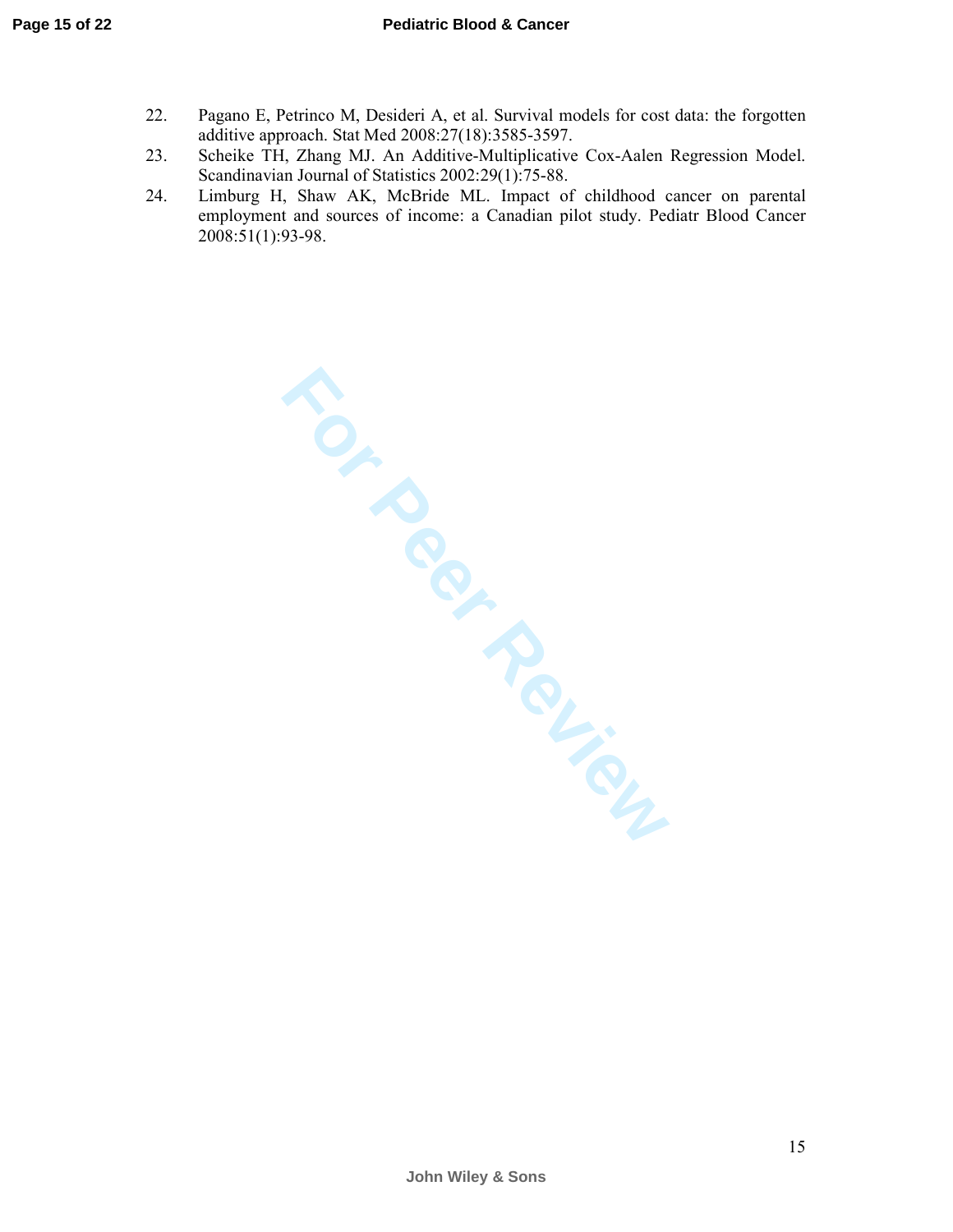22. Pagano E, Petrinco M, Desideri A, et al. Survival models for cost data: the forgotten additive approach. Stat Med 2008:27(18):3585-3597.
23. Scheike TH, Zhang MJ. An Additive-Multiplicative Cox-Aalen Regression Model. Scandinavian Journal of Statistics 2002:29(1):75-88.
24. Limburg H, Shaw AK, McBride ML. Impact of childhood cancer on parental employment and sources of income: a Canadian pilot study. Pediatr Blood Cancer 2008:51(1):93-98.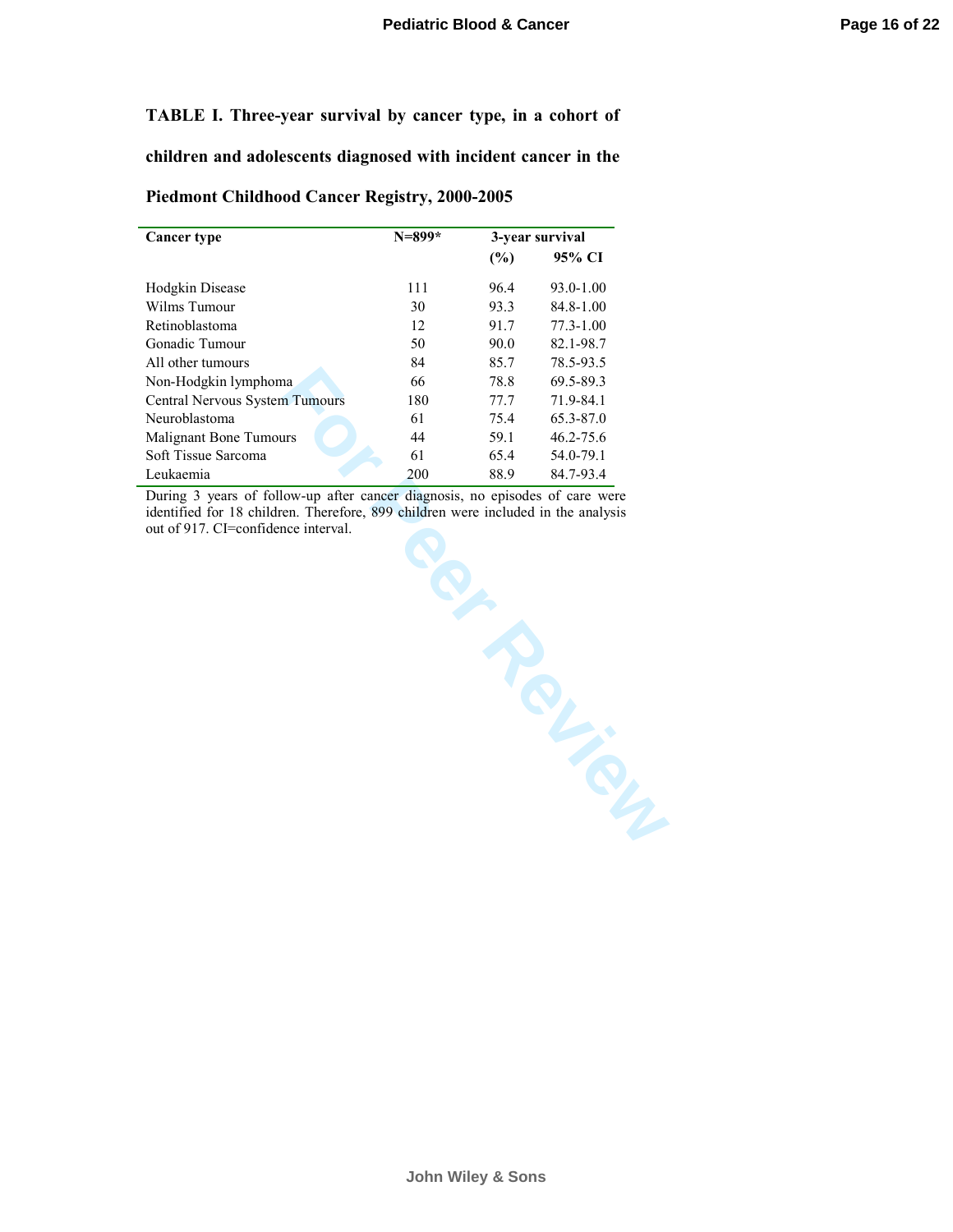**TABLE I. Three-year survival by cancer type, in a cohort of children and adolescents diagnosed with incident cancer in the Piedmont Childhood Cancer Registry, 2000-2005**

| Cancer type | N=899* | 3-year survival | |
|---|---|---|---|
| | | (%) | 95% CI |
| Hodgkin Disease | 111 | 96.4 | 93.0-1.00 |
| Wilms Tumour | 30 | 93.3 | 84.8-1.00 |
| Retinoblastoma | 12 | 91.7 | 77.3-1.00 |
| Gonadic Tumour | 50 | 90.0 | 82.1-98.7 |
| All other tumours | 84 | 85.7 | 78.5-93.5 |
| Non-Hodgkin lymphoma | 66 | 78.8 | 69.5-89.3 |
| Central Nervous System Tumours | 180 | 77.7 | 71.9-84.1 |
| Neuroblastoma | 61 | 75.4 | 65.3-87.0 |
| Malignant Bone Tumours | 44 | 59.1 | 46.2-75.6 |
| Soft Tissue Sarcoma | 61 | 65.4 | 54.0-79.1 |
| Leukaemia | 200 | 88.9 | 84.7-93.4 |

During 3 years of follow-up after cancer diagnosis, no episodes of care were identified for 18 children. Therefore, 899 children were included in the analysis out of 917. CI=confidence interval.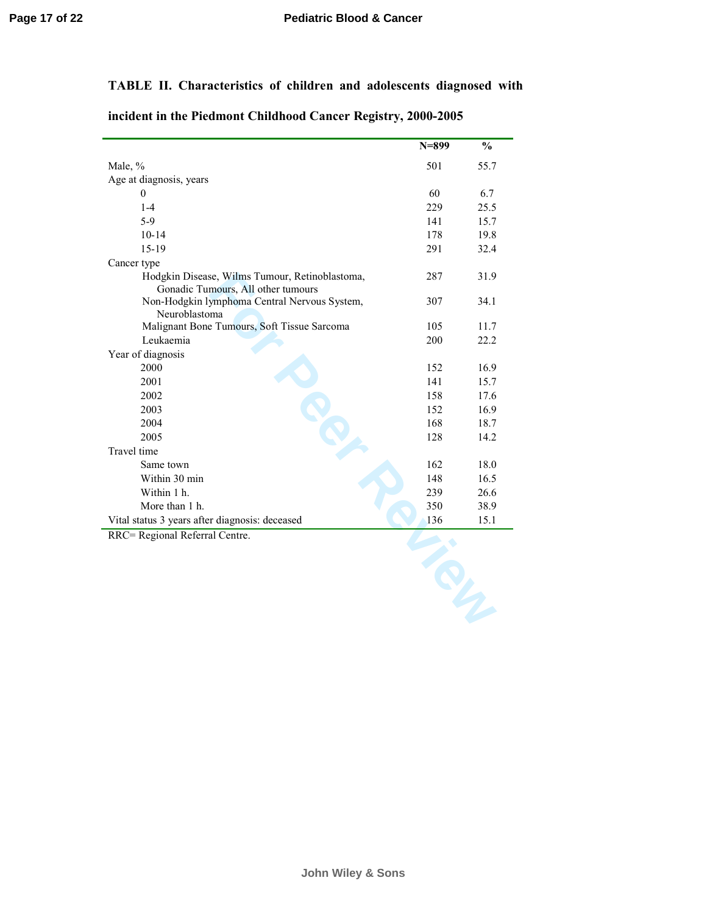**TABLE II. Characteristics of children and adolescents diagnosed with incident in the Piedmont Childhood Cancer Registry, 2000-2005**

| | N=899 | % |
|---|---|---|
| Male, % | 501 | 55.7 |
| Age at diagnosis, years | | |
| 0 | 60 | 6.7 |
| 1-4 | 229 | 25.5 |
| 5-9 | 141 | 15.7 |
| 10-14 | 178 | 19.8 |
| 15-19 | 291 | 32.4 |
| Cancer type | | |
| Hodgkin Disease, Wilms Tumour, Retinoblastoma, Gonadic Tumours, All other tumours | 287 | 31.9 |
| Non-Hodgkin lymphoma Central Nervous System, Neuroblastoma | 307 | 34.1 |
| Malignant Bone Tumours, Soft Tissue Sarcoma | 105 | 11.7 |
| Leukaemia | 200 | 22.2 |
| Year of diagnosis | | |
| 2000 | 152 | 16.9 |
| 2001 | 141 | 15.7 |
| 2002 | 158 | 17.6 |
| 2003 | 152 | 16.9 |
| 2004 | 168 | 18.7 |
| 2005 | 128 | 14.2 |
| Travel time | | |
| Same town | 162 | 18.0 |
| Within 30 min | 148 | 16.5 |
| Within 1 h. | 239 | 26.6 |
| More than 1 h. | 350 | 38.9 |
| Vital status 3 years after diagnosis: deceased | 136 | 15.1 |

RRC= Regional Referral Centre.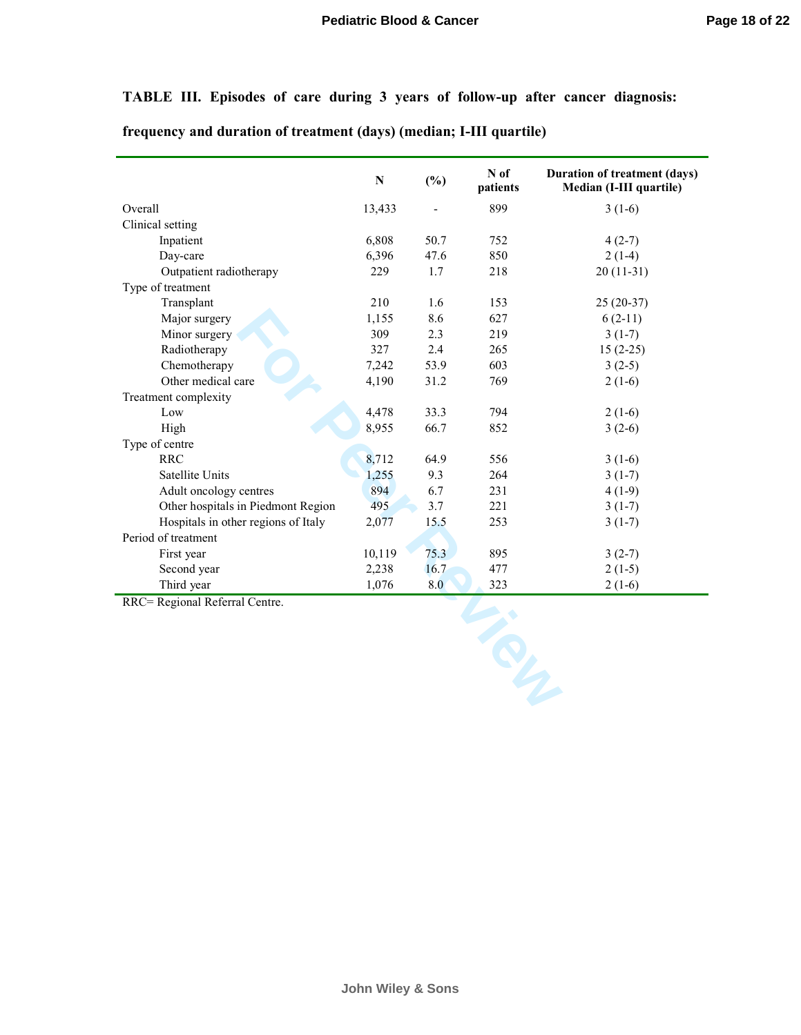**TABLE III. Episodes of care during 3 years of follow-up after cancer diagnosis: frequency and duration of treatment (days) (median; I-III quartile)**

| | N | (%) | N of patients | Duration of treatment (days) Median (I-III quartile) |
|---|---|---|---|---|
| Overall | 13,433 | - | 899 | 3 (1-6) |
| Clinical setting | | | | |
| Inpatient | 6,808 | 50.7 | 752 | 4 (2-7) |
| Day-care | 6,396 | 47.6 | 850 | 2 (1-4) |
| Outpatient radiotherapy | 229 | 1.7 | 218 | 20 (11-31) |
| Type of treatment | | | | |
| Transplant | 210 | 1.6 | 153 | 25 (20-37) |
| Major surgery | 1,155 | 8.6 | 627 | 6 (2-11) |
| Minor surgery | 309 | 2.3 | 219 | 3 (1-7) |
| Radiotherapy | 327 | 2.4 | 265 | 15 (2-25) |
| Chemotherapy | 7,242 | 53.9 | 603 | 3 (2-5) |
| Other medical care | 4,190 | 31.2 | 769 | 2 (1-6) |
| Treatment complexity | | | | |
| Low | 4,478 | 33.3 | 794 | 2 (1-6) |
| High | 8,955 | 66.7 | 852 | 3 (2-6) |
| Type of centre | | | | |
| RRC | 8,712 | 64.9 | 556 | 3 (1-6) |
| Satellite Units | 1,255 | 9.3 | 264 | 3 (1-7) |
| Adult oncology centres | 894 | 6.7 | 231 | 4 (1-9) |
| Other hospitals in Piedmont Region | 495 | 3.7 | 221 | 3 (1-7) |
| Hospitals in other regions of Italy | 2,077 | 15.5 | 253 | 3 (1-7) |
| Period of treatment | | | | |
| First year | 10,119 | 75.3 | 895 | 3 (2-7) |
| Second year | 2,238 | 16.7 | 477 | 2 (1-5) |
| Third year | 1,076 | 8.0 | 323 | 2 (1-6) |

RRC= Regional Referral Centre.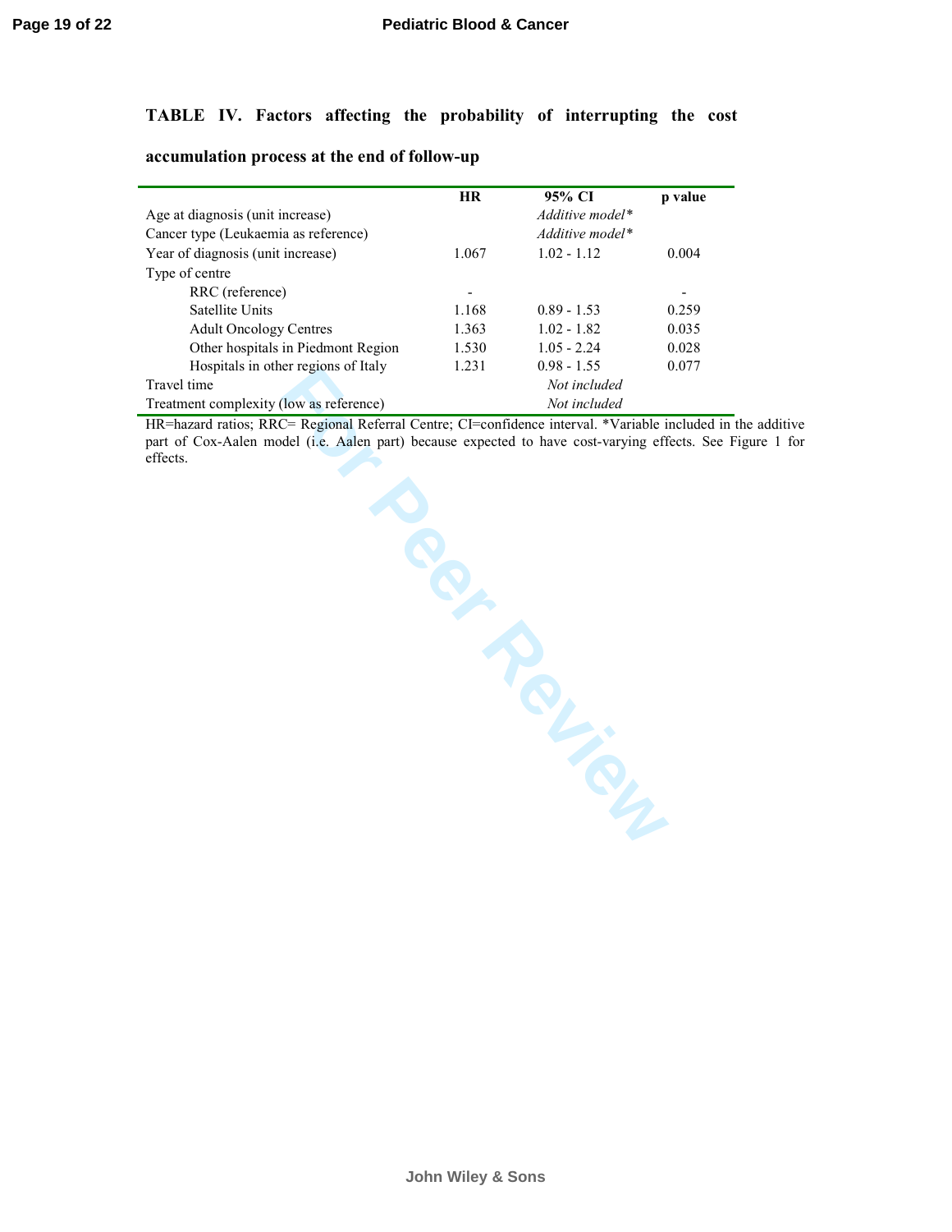**TABLE IV. Factors affecting the probability of interrupting the cost accumulation process at the end of follow-up**

| | HR | 95% CI | p value |
|---|---|---|---|
| Age at diagnosis (unit increase) | | *Additive model** | |
| Cancer type (Leukaemia as reference) | | *Additive model** | |
| Year of diagnosis (unit increase) | 1.067 | 1.02 - 1.12 | 0.004 |
| Type of centre | | | |
| RRC (reference) | - | | - |
| Satellite Units | 1.168 | 0.89 - 1.53 | 0.259 |
| Adult Oncology Centres | 1.363 | 1.02 - 1.82 | 0.035 |
| Other hospitals in Piedmont Region | 1.530 | 1.05 - 2.24 | 0.028 |
| Hospitals in other regions of Italy | 1.231 | 0.98 - 1.55 | 0.077 |
| Travel time | | *Not included* | |
| Treatment complexity (low as reference) | | *Not included* | |

HR=hazard ratios; RRC= Regional Referral Centre; CI=confidence interval. *Variable included in the additive part of Cox-Aalen model (i.e. Aalen part) because expected to have cost-varying effects. See Figure 1 for effects.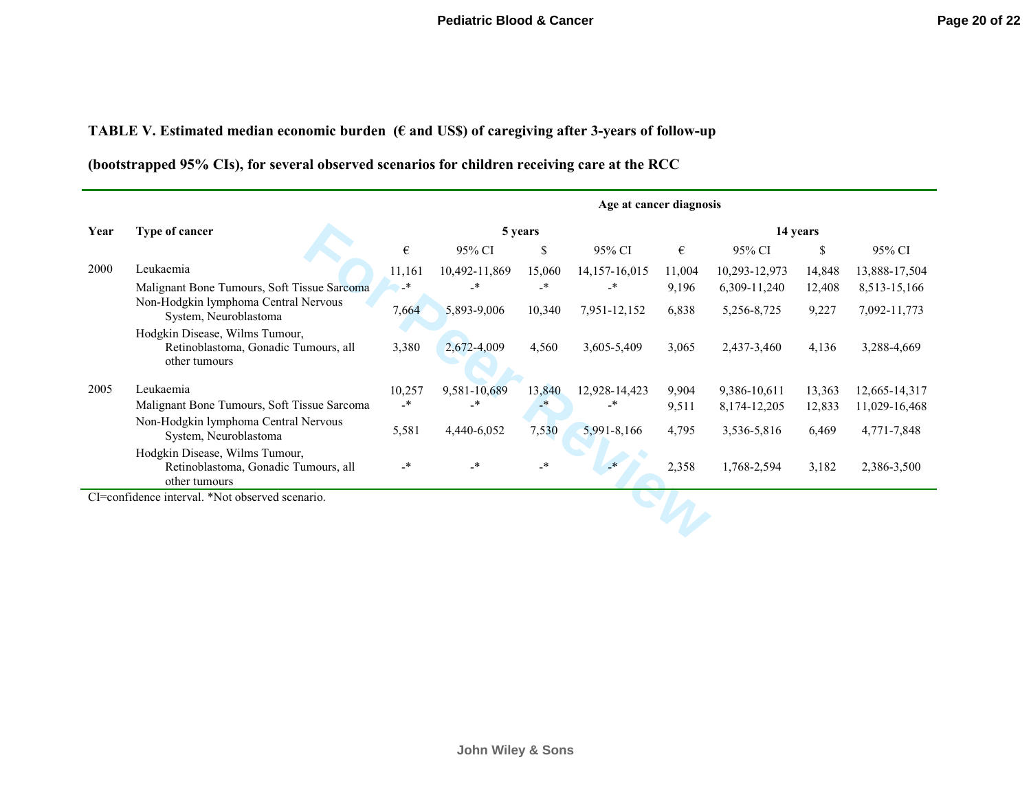**TABLE V. Estimated median economic burden (€ and US$) of caregiving after 3-years of follow-up (bootstrapped 95% CIs), for several observed scenarios for children receiving care at the RCC**

| | | Age at cancer diagnosis | | | | | | | |
|---|---|---|---|---|---|---|---|---|---|
| | | 5 years | | | | 14 years | | | |
| Year | Type of cancer | € | 95% CI | $ | 95% CI | € | 95% CI | $ | 95% CI |
| 2000 | Leukaemia | 11,161 | 10,492-11,869 | 15,060 | 14,157-16,015 | 11,004 | 10,293-12,973 | 14,848 | 13,888-17,504 |
| | Malignant Bone Tumours, Soft Tissue Sarcoma | -* | -* | -* | -* | 9,196 | 6,309-11,240 | 12,408 | 8,513-15,166 |
| | Non-Hodgkin lymphoma Central Nervous System, Neuroblastoma | 7,664 | 5,893-9,006 | 10,340 | 7,951-12,152 | 6,838 | 5,256-8,725 | 9,227 | 7,092-11,773 |
| | Hodgkin Disease, Wilms Tumour, Retinoblastoma, Gonadic Tumours, all other tumours | 3,380 | 2,672-4,009 | 4,560 | 3,605-5,409 | 3,065 | 2,437-3,460 | 4,136 | 3,288-4,669 |
| 2005 | Leukaemia | 10,257 | 9,581-10,689 | 13,840 | 12,928-14,423 | 9,904 | 9,386-10,611 | 13,363 | 12,665-14,317 |
| | Malignant Bone Tumours, Soft Tissue Sarcoma | -* | -* | -* | -* | 9,511 | 8,174-12,205 | 12,833 | 11,029-16,468 |
| | Non-Hodgkin lymphoma Central Nervous System, Neuroblastoma | 5,581 | 4,440-6,052 | 7,530 | 5,991-8,166 | 4,795 | 3,536-5,816 | 6,469 | 4,771-7,848 |
| | Hodgkin Disease, Wilms Tumour, Retinoblastoma, Gonadic Tumours, all other tumours | -* | -* | -* | -* | 2,358 | 1,768-2,594 | 3,182 | 2,386-3,500 |

CI=confidence interval. *Not observed scenario.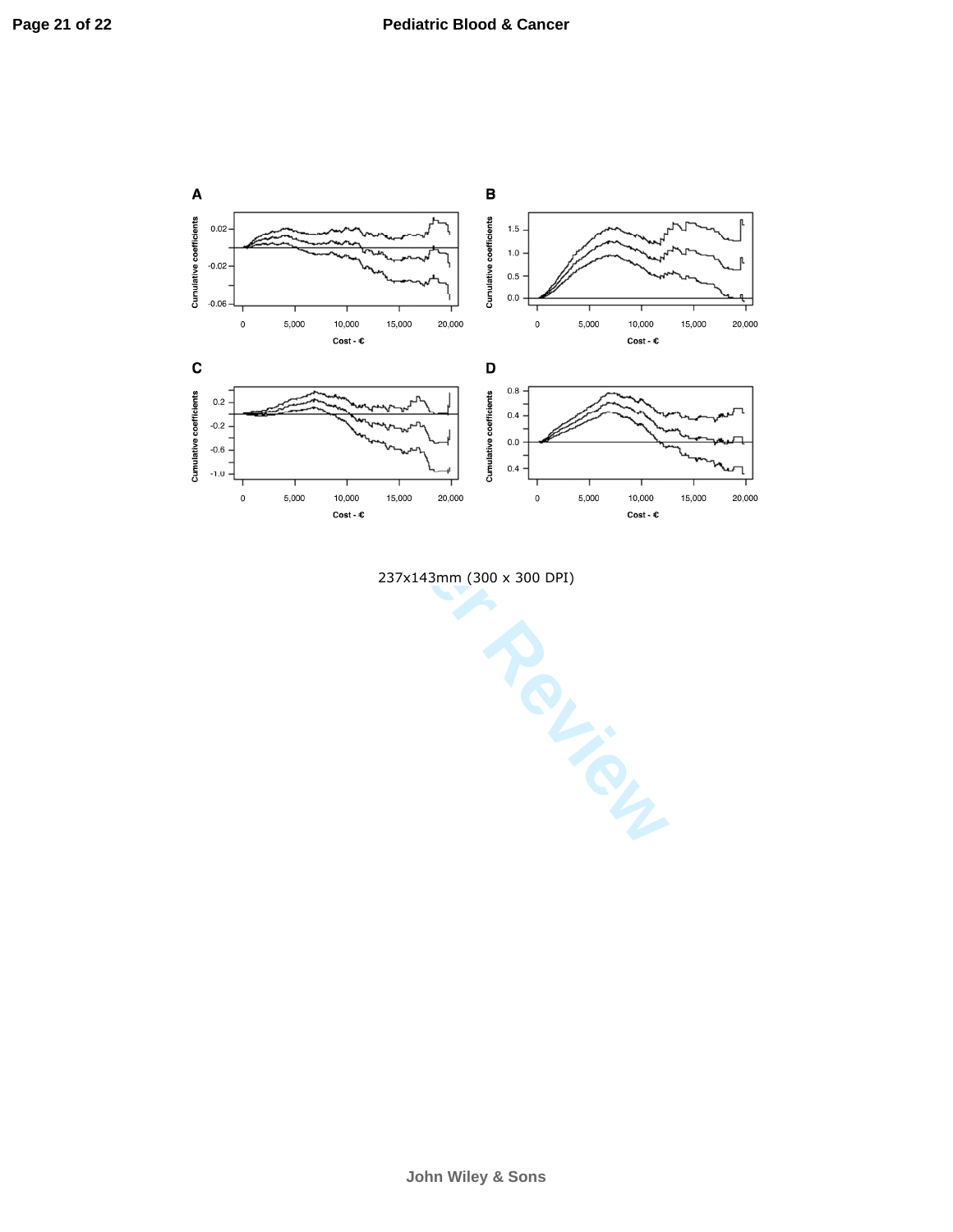237x143mm (300 x 300 DPI)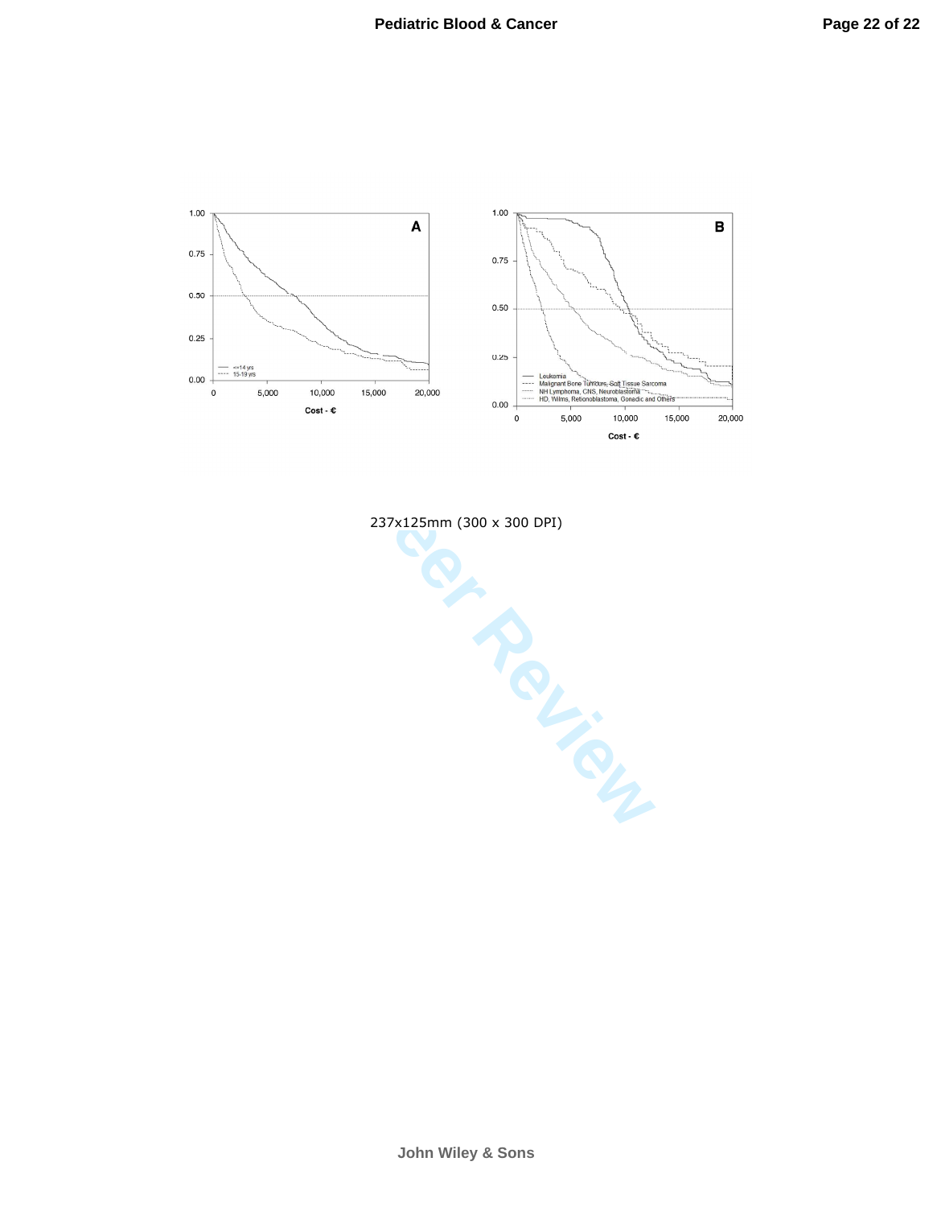A

1.00
0.75
0.50
0.25
0.00

0
5,000
10,000
15,000
20,000

Cost - €

<=14 yrs
15-19 yrs

B

1.00
0.75
0.50
0.25
0.00

0
5,000
10,000
15,000
20,000

Cost - €

Leukemia
Malignant Bone Tumours, Soft Tissue Sarcoma
NH Lymphoma, CNS, Neuroblastoma
HD, Wilms, Retionoblastoma, Gonadic and Others

237x125mm (300 x 300 DPI)